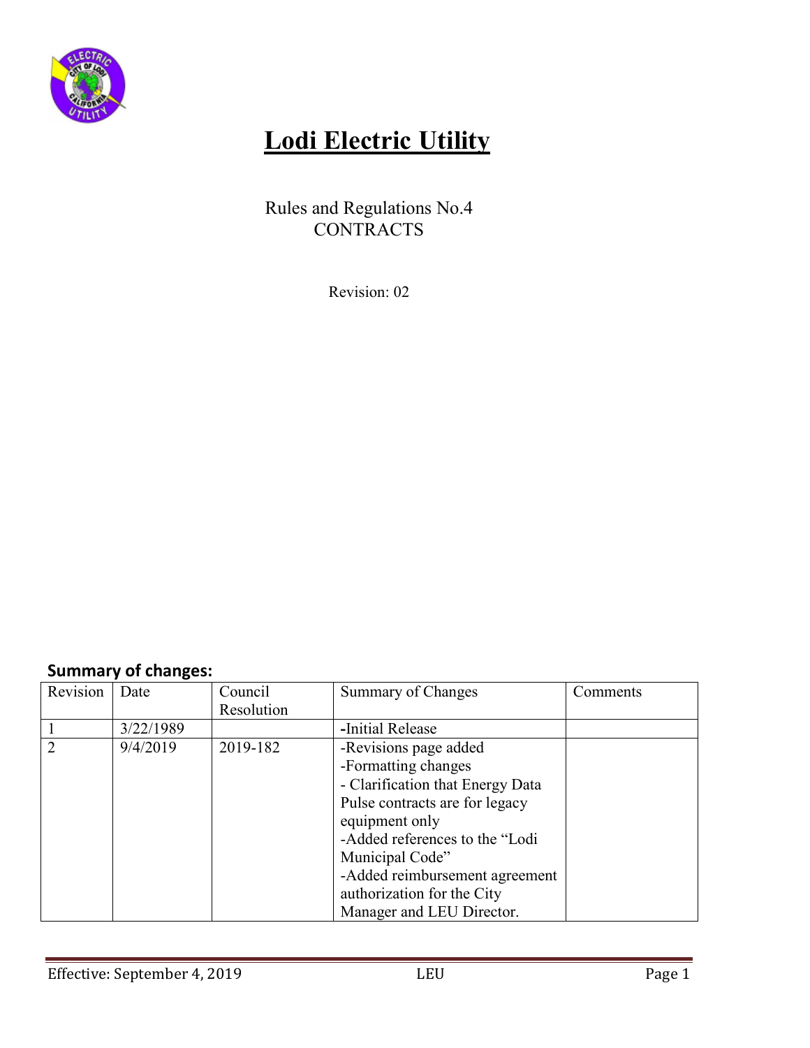# Lodi Electric Utility

Rules and Regulations No.4
CONTRACTS

Revision: 02

## Summary of changes:

| Revision | Date | Council Resolution | Summary of Changes | Comments |
|---|---|---|---|---|
| 1 | 3/22/1989 | | -Initial Release | |
| 2 | 9/4/2019 | 2019-182 | -Revisions page added<br>-Formatting changes<br>- Clarification that Energy Data Pulse contracts are for legacy equipment only<br>-Added references to the "Lodi Municipal Code"<br>-Added reimbursement agreement authorization for the City Manager and LEU Director. | |

Effective: September 4, 2019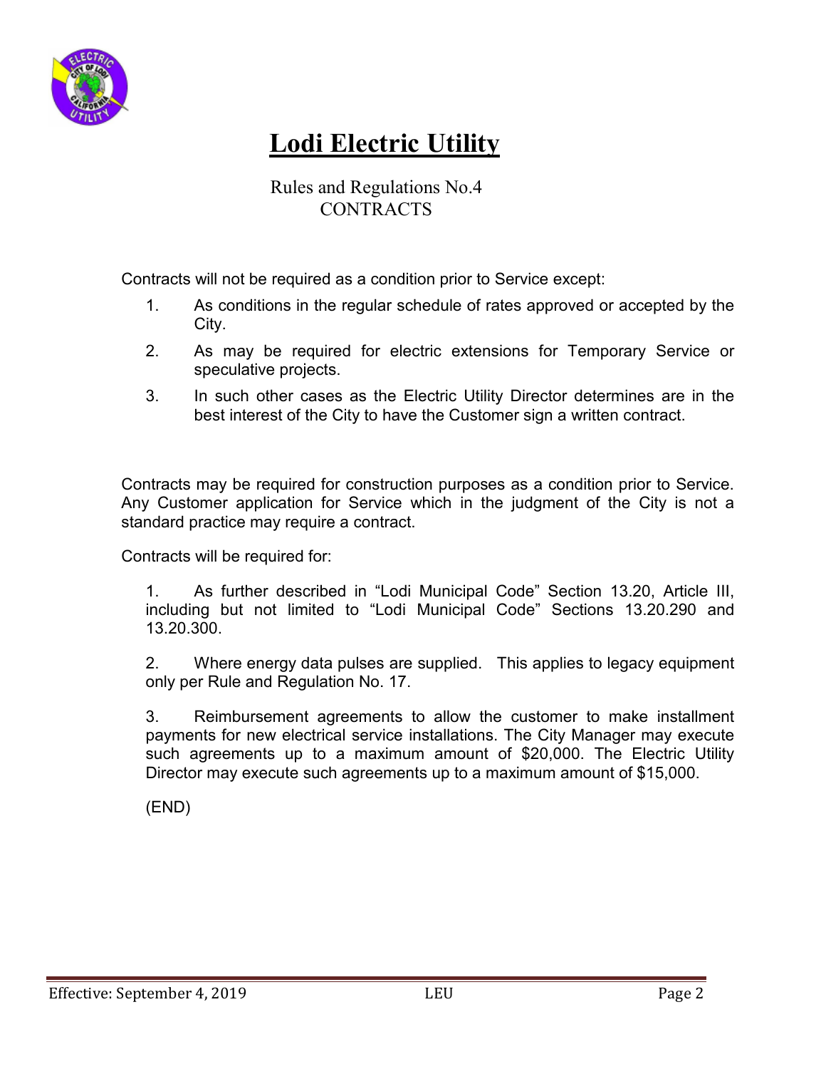# Lodi Electric Utility

Rules and Regulations No.4
CONTRACTS

Contracts will not be required as a condition prior to Service except:

1. As conditions in the regular schedule of rates approved or accepted by the City.
2. As may be required for electric extensions for Temporary Service or speculative projects.
3. In such other cases as the Electric Utility Director determines are in the best interest of the City to have the Customer sign a written contract.

Contracts may be required for construction purposes as a condition prior to Service. Any Customer application for Service which in the judgment of the City is not a standard practice may require a contract.

Contracts will be required for:

1. As further described in "Lodi Municipal Code" Section 13.20, Article III, including but not limited to "Lodi Municipal Code" Sections 13.20.290 and 13.20.300.

2. Where energy data pulses are supplied. This applies to legacy equipment only per Rule and Regulation No. 17.

3. Reimbursement agreements to allow the customer to make installment payments for new electrical service installations. The City Manager may execute such agreements up to a maximum amount of $20,000. The Electric Utility Director may execute such agreements up to a maximum amount of $15,000.

(END)